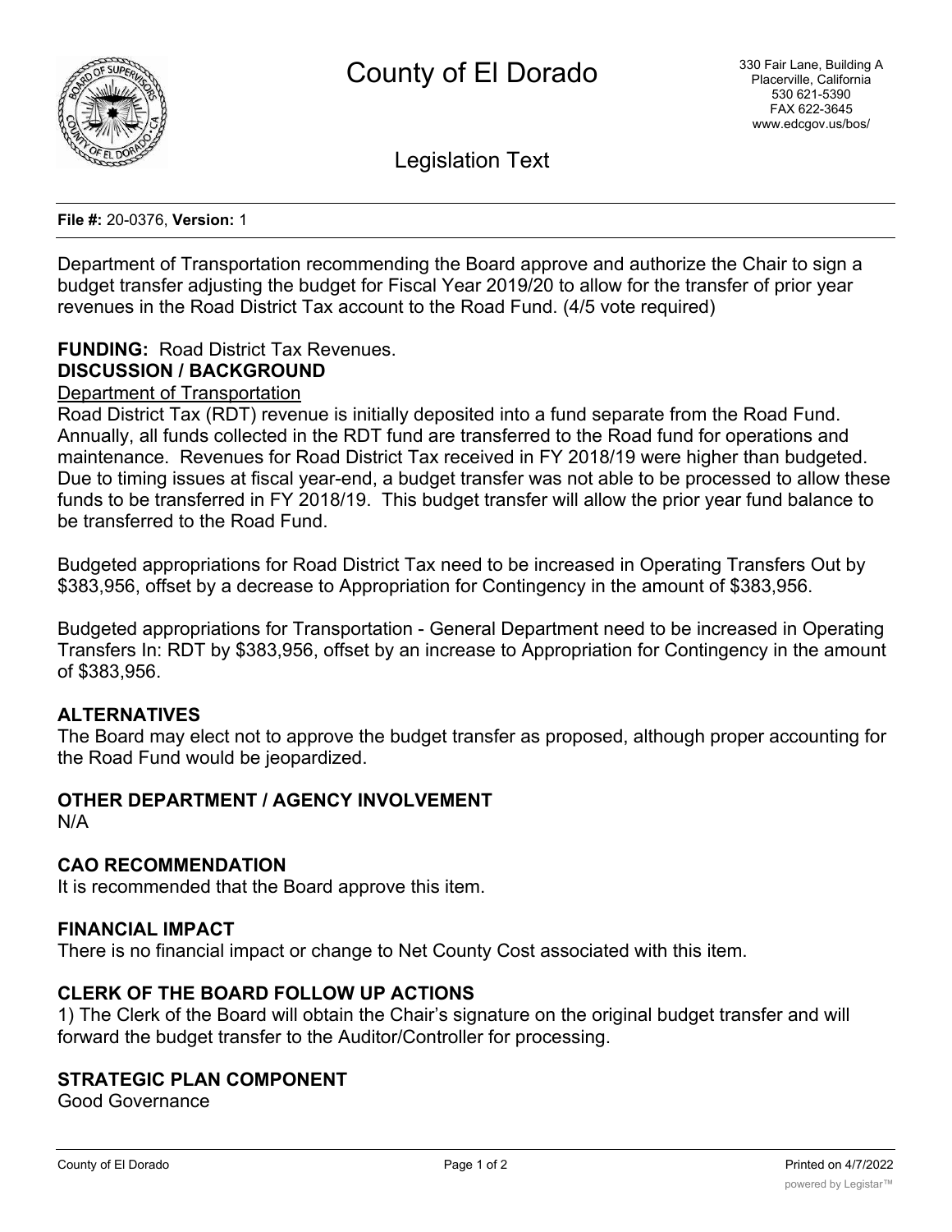# County of El Dorado

330 Fair Lane, Building A
Placerville, California
530 621-5390
FAX 622-3645
www.edcgov.us/bos/

## Legislation Text

**File #:** 20-0376, **Version:** 1

Department of Transportation recommending the Board approve and authorize the Chair to sign a budget transfer adjusting the budget for Fiscal Year 2019/20 to allow for the transfer of prior year revenues in the Road District Tax account to the Road Fund. (4/5 vote required)

**FUNDING:** Road District Tax Revenues.

**DISCUSSION / BACKGROUND**

Department of Transportation

Road District Tax (RDT) revenue is initially deposited into a fund separate from the Road Fund. Annually, all funds collected in the RDT fund are transferred to the Road fund for operations and maintenance. Revenues for Road District Tax received in FY 2018/19 were higher than budgeted. Due to timing issues at fiscal year-end, a budget transfer was not able to be processed to allow these funds to be transferred in FY 2018/19. This budget transfer will allow the prior year fund balance to be transferred to the Road Fund.

Budgeted appropriations for Road District Tax need to be increased in Operating Transfers Out by $383,956, offset by a decrease to Appropriation for Contingency in the amount of $383,956.

Budgeted appropriations for Transportation - General Department need to be increased in Operating Transfers In: RDT by $383,956, offset by an increase to Appropriation for Contingency in the amount of $383,956.

**ALTERNATIVES**

The Board may elect not to approve the budget transfer as proposed, although proper accounting for the Road Fund would be jeopardized.

**OTHER DEPARTMENT / AGENCY INVOLVEMENT**

N/A

**CAO RECOMMENDATION**

It is recommended that the Board approve this item.

**FINANCIAL IMPACT**

There is no financial impact or change to Net County Cost associated with this item.

**CLERK OF THE BOARD FOLLOW UP ACTIONS**

1) The Clerk of the Board will obtain the Chair's signature on the original budget transfer and will forward the budget transfer to the Auditor/Controller for processing.

**STRATEGIC PLAN COMPONENT**

Good Governance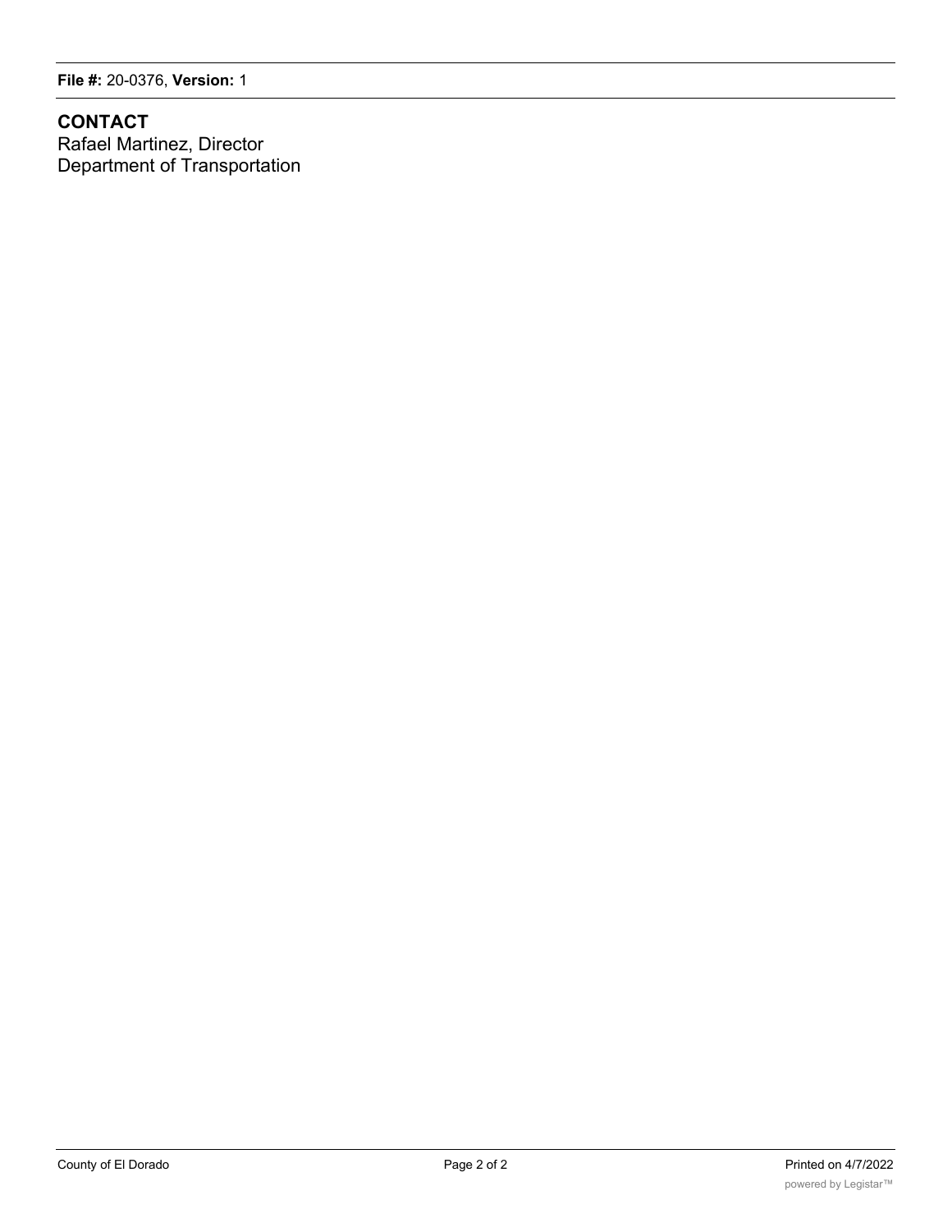**File #:** 20-0376, **Version:** 1

**CONTACT**

Rafael Martinez, Director
Department of Transportation